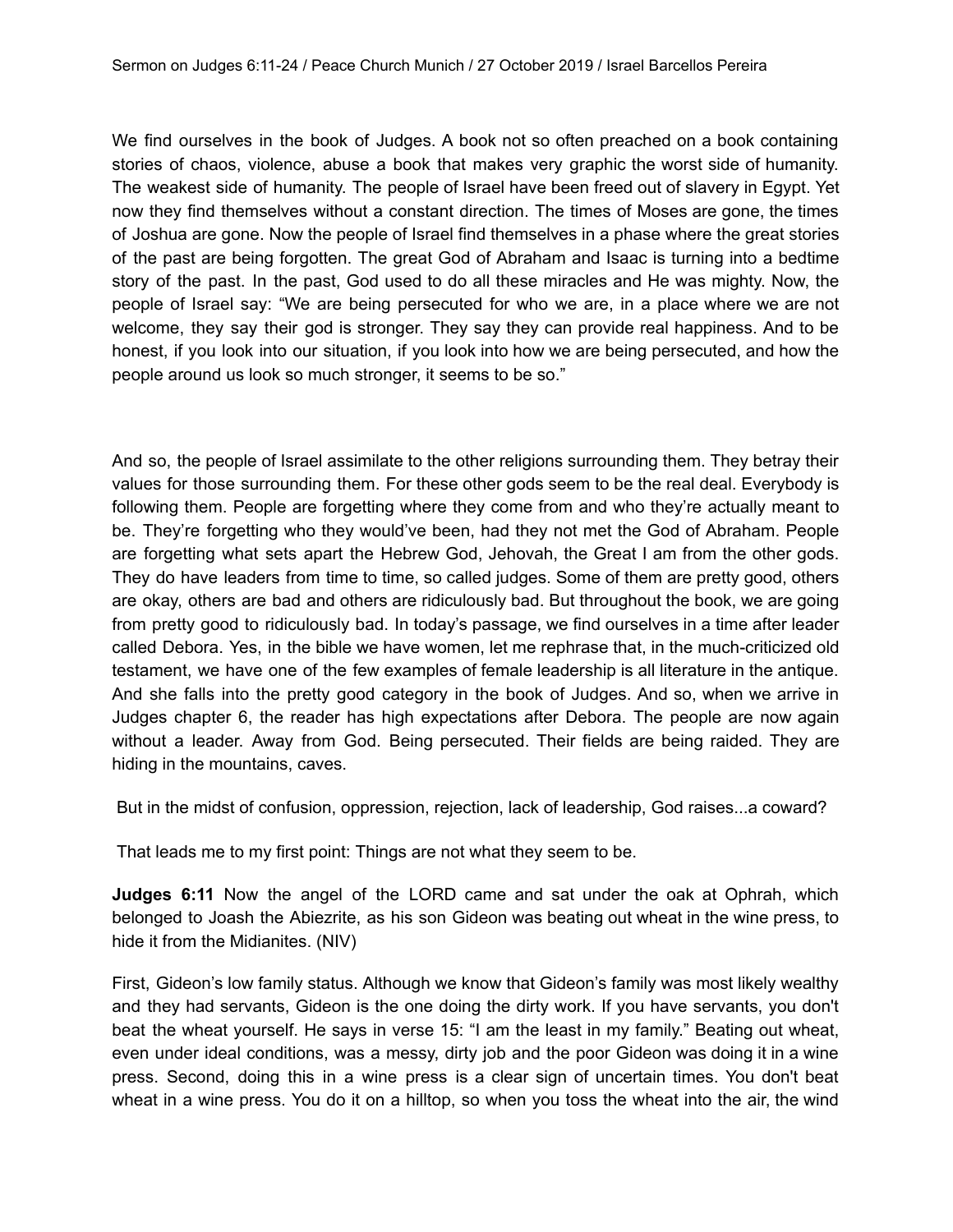Sermon on Judges 6:11-24 / Peace Church Munich / 27 October 2019 / Israel Barcellos Pereira

We find ourselves in the book of Judges. A book not so often preached on a book containing stories of chaos, violence, abuse a book that makes very graphic the worst side of humanity. The weakest side of humanity. The people of Israel have been freed out of slavery in Egypt. Yet now they find themselves without a constant direction. The times of Moses are gone, the times of Joshua are gone. Now the people of Israel find themselves in a phase where the great stories of the past are being forgotten. The great God of Abraham and Isaac is turning into a bedtime story of the past. In the past, God used to do all these miracles and He was mighty. Now, the people of Israel say: "We are being persecuted for who we are, in a place where we are not welcome, they say their god is stronger. They say they can provide real happiness. And to be honest, if you look into our situation, if you look into how we are being persecuted, and how the people around us look so much stronger, it seems to be so."

And so, the people of Israel assimilate to the other religions surrounding them. They betray their values for those surrounding them. For these other gods seem to be the real deal. Everybody is following them. People are forgetting where they come from and who they're actually meant to be. They're forgetting who they would've been, had they not met the God of Abraham. People are forgetting what sets apart the Hebrew God, Jehovah, the Great I am from the other gods. They do have leaders from time to time, so called judges. Some of them are pretty good, others are okay, others are bad and others are ridiculously bad. But throughout the book, we are going from pretty good to ridiculously bad. In today's passage, we find ourselves in a time after leader called Debora. Yes, in the bible we have women, let me rephrase that, in the much-criticized old testament, we have one of the few examples of female leadership is all literature in the antique. And she falls into the pretty good category in the book of Judges. And so, when we arrive in Judges chapter 6, the reader has high expectations after Debora. The people are now again without a leader. Away from God. Being persecuted. Their fields are being raided. They are hiding in the mountains, caves.

But in the midst of confusion, oppression, rejection, lack of leadership, God raises...a coward?

That leads me to my first point: Things are not what they seem to be.

**Judges 6:11** Now the angel of the LORD came and sat under the oak at Ophrah, which belonged to Joash the Abiezrite, as his son Gideon was beating out wheat in the wine press, to hide it from the Midianites. (NIV)

First, Gideon's low family status. Although we know that Gideon's family was most likely wealthy and they had servants, Gideon is the one doing the dirty work. If you have servants, you don't beat the wheat yourself. He says in verse 15: "I am the least in my family." Beating out wheat, even under ideal conditions, was a messy, dirty job and the poor Gideon was doing it in a wine press. Second, doing this in a wine press is a clear sign of uncertain times. You don't beat wheat in a wine press. You do it on a hilltop, so when you toss the wheat into the air, the wind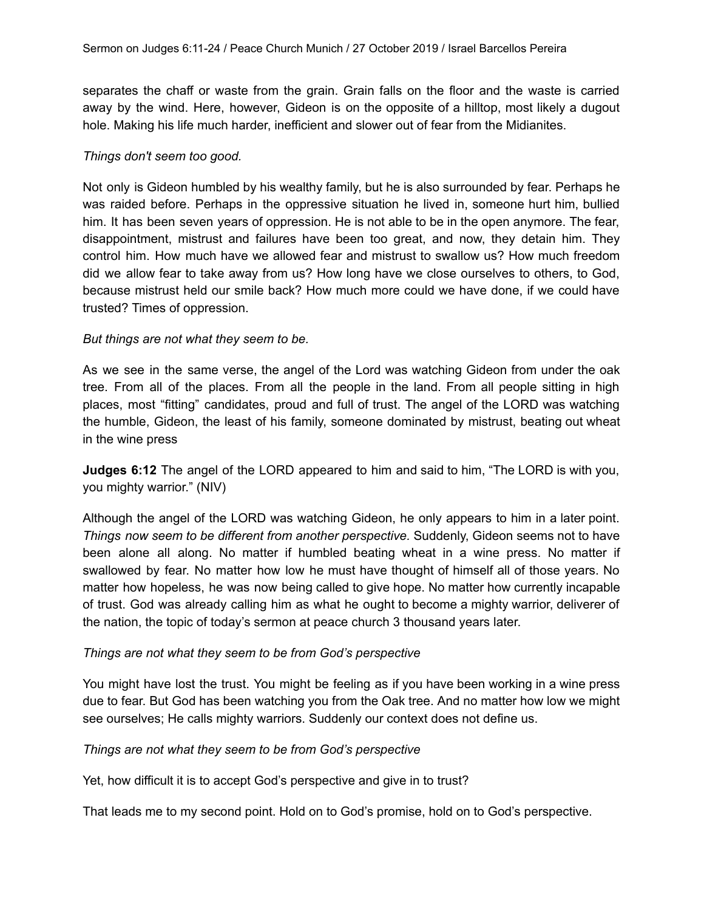separates the chaff or waste from the grain. Grain falls on the floor and the waste is carried away by the wind. Here, however, Gideon is on the opposite of a hilltop, most likely a dugout hole. Making his life much harder, inefficient and slower out of fear from the Midianites.

*Things don't seem too good.*

Not only is Gideon humbled by his wealthy family, but he is also surrounded by fear. Perhaps he was raided before. Perhaps in the oppressive situation he lived in, someone hurt him, bullied him. It has been seven years of oppression. He is not able to be in the open anymore. The fear, disappointment, mistrust and failures have been too great, and now, they detain him. They control him. How much have we allowed fear and mistrust to swallow us? How much freedom did we allow fear to take away from us? How long have we close ourselves to others, to God, because mistrust held our smile back? How much more could we have done, if we could have trusted? Times of oppression.

*But things are not what they seem to be.*

As we see in the same verse, the angel of the Lord was watching Gideon from under the oak tree. From all of the places. From all the people in the land. From all people sitting in high places, most "fitting" candidates, proud and full of trust. The angel of the LORD was watching the humble, Gideon, the least of his family, someone dominated by mistrust, beating out wheat in the wine press

**Judges 6:12** The angel of the LORD appeared to him and said to him, "The LORD is with you, you mighty warrior." (NIV)

Although the angel of the LORD was watching Gideon, he only appears to him in a later point. *Things now seem to be different from another perspective.* Suddenly, Gideon seems not to have been alone all along. No matter if humbled beating wheat in a wine press. No matter if swallowed by fear. No matter how low he must have thought of himself all of those years. No matter how hopeless, he was now being called to give hope. No matter how currently incapable of trust. God was already calling him as what he ought to become a mighty warrior, deliverer of the nation, the topic of today's sermon at peace church 3 thousand years later.

*Things are not what they seem to be from God's perspective*

You might have lost the trust. You might be feeling as if you have been working in a wine press due to fear. But God has been watching you from the Oak tree. And no matter how low we might see ourselves; He calls mighty warriors. Suddenly our context does not define us.

*Things are not what they seem to be from God's perspective*

Yet, how difficult it is to accept God's perspective and give in to trust?

That leads me to my second point. Hold on to God's promise, hold on to God's perspective.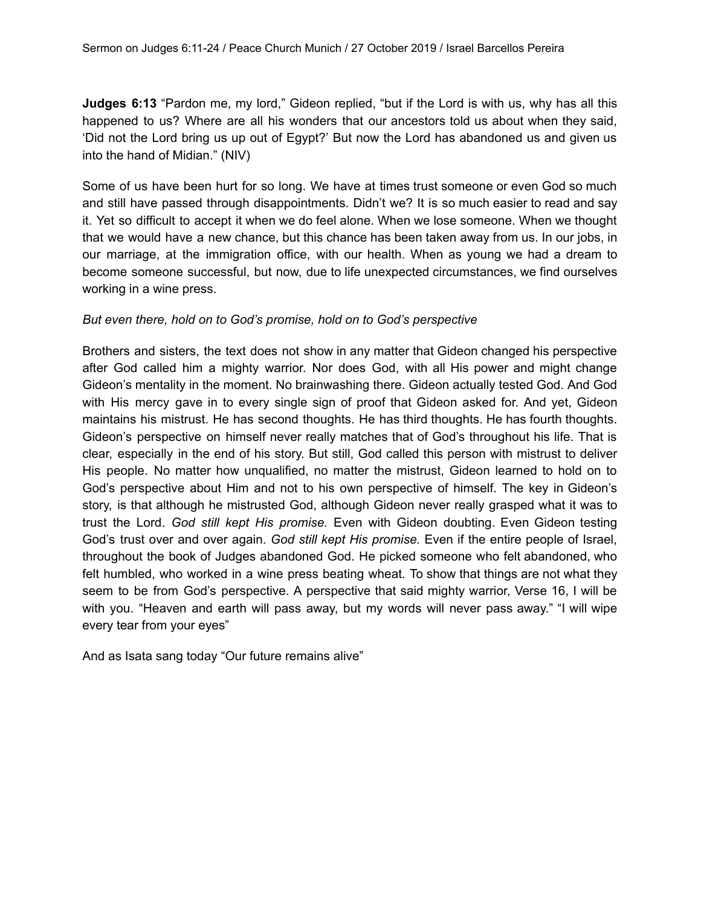**Judges 6:13** "Pardon me, my lord," Gideon replied, "but if the Lord is with us, why has all this happened to us? Where are all his wonders that our ancestors told us about when they said, 'Did not the Lord bring us up out of Egypt?' But now the Lord has abandoned us and given us into the hand of Midian." (NIV)

Some of us have been hurt for so long. We have at times trust someone or even God so much and still have passed through disappointments. Didn't we? It is so much easier to read and say it. Yet so difficult to accept it when we do feel alone. When we lose someone. When we thought that we would have a new chance, but this chance has been taken away from us. In our jobs, in our marriage, at the immigration office, with our health. When as young we had a dream to become someone successful, but now, due to life unexpected circumstances, we find ourselves working in a wine press.

*But even there, hold on to God's promise, hold on to God's perspective*

Brothers and sisters, the text does not show in any matter that Gideon changed his perspective after God called him a mighty warrior. Nor does God, with all His power and might change Gideon's mentality in the moment. No brainwashing there. Gideon actually tested God. And God with His mercy gave in to every single sign of proof that Gideon asked for. And yet, Gideon maintains his mistrust. He has second thoughts. He has third thoughts. He has fourth thoughts. Gideon's perspective on himself never really matches that of God's throughout his life. That is clear, especially in the end of his story. But still, God called this person with mistrust to deliver His people. No matter how unqualified, no matter the mistrust, Gideon learned to hold on to God's perspective about Him and not to his own perspective of himself. The key in Gideon's story, is that although he mistrusted God, although Gideon never really grasped what it was to trust the Lord. *God still kept His promise.* Even with Gideon doubting. Even Gideon testing God's trust over and over again. *God still kept His promise.* Even if the entire people of Israel, throughout the book of Judges abandoned God. He picked someone who felt abandoned, who felt humbled, who worked in a wine press beating wheat. To show that things are not what they seem to be from God's perspective. A perspective that said mighty warrior, Verse 16, I will be with you. "Heaven and earth will pass away, but my words will never pass away." "I will wipe every tear from your eyes"

And as Isata sang today "Our future remains alive"